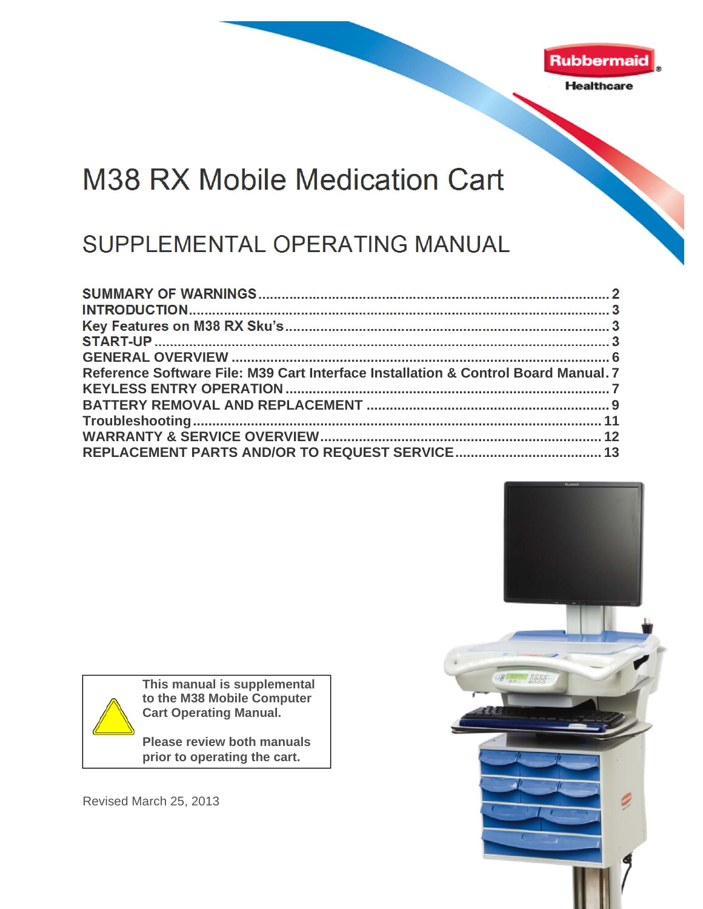Rubbermaid

Healthcare

# M38 RX Mobile Medication Cart

## SUPPLEMENTAL OPERATING MANUAL

**SUMMARY OF WARNINGS** ........ 2
**INTRODUCTION** ........ 3
**Key Features on M38 RX Sku's** ........ 3
**START-UP** ........ 3
**GENERAL OVERVIEW** ........ 6
**Reference Software File: M39 Cart Interface Installation & Control Board Manual** . 7
**KEYLESS ENTRY OPERATION** ........ 7
**BATTERY REMOVAL AND REPLACEMENT** ........ 9
**Troubleshooting** ........ 11
**WARRANTY & SERVICE OVERVIEW** ........ 12
**REPLACEMENT PARTS AND/OR TO REQUEST SERVICE** ........ 13

**This manual is supplemental to the M38 Mobile Computer Cart Operating Manual.**

**Please review both manuals prior to operating the cart.**

Revised March 25, 2013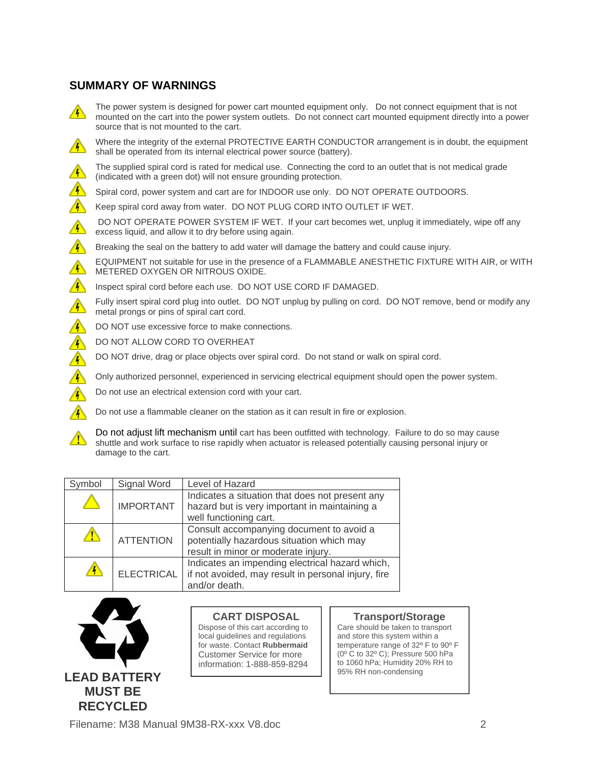## SUMMARY OF WARNINGS

- The power system is designed for power cart mounted equipment only. Do not connect equipment that is not mounted on the cart into the power system outlets. Do not connect cart mounted equipment directly into a power source that is not mounted to the cart.
- Where the integrity of the external PROTECTIVE EARTH CONDUCTOR arrangement is in doubt, the equipment shall be operated from its internal electrical power source (battery).
- The supplied spiral cord is rated for medical use. Connecting the cord to an outlet that is not medical grade (indicated with a green dot) will not ensure grounding protection.
- Spiral cord, power system and cart are for INDOOR use only. DO NOT OPERATE OUTDOORS.
- Keep spiral cord away from water. DO NOT PLUG CORD INTO OUTLET IF WET.
- DO NOT OPERATE POWER SYSTEM IF WET. If your cart becomes wet, unplug it immediately, wipe off any excess liquid, and allow it to dry before using again.
- Breaking the seal on the battery to add water will damage the battery and could cause injury.
- EQUIPMENT not suitable for use in the presence of a FLAMMABLE ANESTHETIC FIXTURE WITH AIR, or WITH METERED OXYGEN OR NITROUS OXIDE.
- Inspect spiral cord before each use. DO NOT USE CORD IF DAMAGED.
- Fully insert spiral cord plug into outlet. DO NOT unplug by pulling on cord. DO NOT remove, bend or modify any metal prongs or pins of spiral cart cord.
- DO NOT use excessive force to make connections.
- DO NOT ALLOW CORD TO OVERHEAT
- DO NOT drive, drag or place objects over spiral cord. Do not stand or walk on spiral cord.
- Only authorized personnel, experienced in servicing electrical equipment should open the power system.
- Do not use an electrical extension cord with your cart.
- Do not use a flammable cleaner on the station as it can result in fire or explosion.
- Do not adjust lift mechanism until cart has been outfitted with technology. Failure to do so may cause shuttle and work surface to rise rapidly when actuator is released potentially causing personal injury or damage to the cart.

| Symbol | Signal Word | Level of Hazard |
|---|---|---|
| | IMPORTANT | Indicates a situation that does not present any hazard but is very important in maintaining a well functioning cart. |
| | ATTENTION | Consult accompanying document to avoid a potentially hazardous situation which may result in minor or moderate injury. |
| | ELECTRICAL | Indicates an impending electrical hazard which, if not avoided, may result in personal injury, fire and/or death. |

**LEAD BATTERY MUST BE RECYCLED**

### CART DISPOSAL

Dispose of this cart according to local guidelines and regulations for waste. Contact **Rubbermaid** Customer Service for more information: 1-888-859-8294

### Transport/Storage

Care should be taken to transport and store this system within a temperature range of 32º F to 90º F (0º C to 32º C); Pressure 500 hPa to 1060 hPa; Humidity 20% RH to 95% RH non-condensing

Filename: M38 Manual 9M38-RX-xxx V8.doc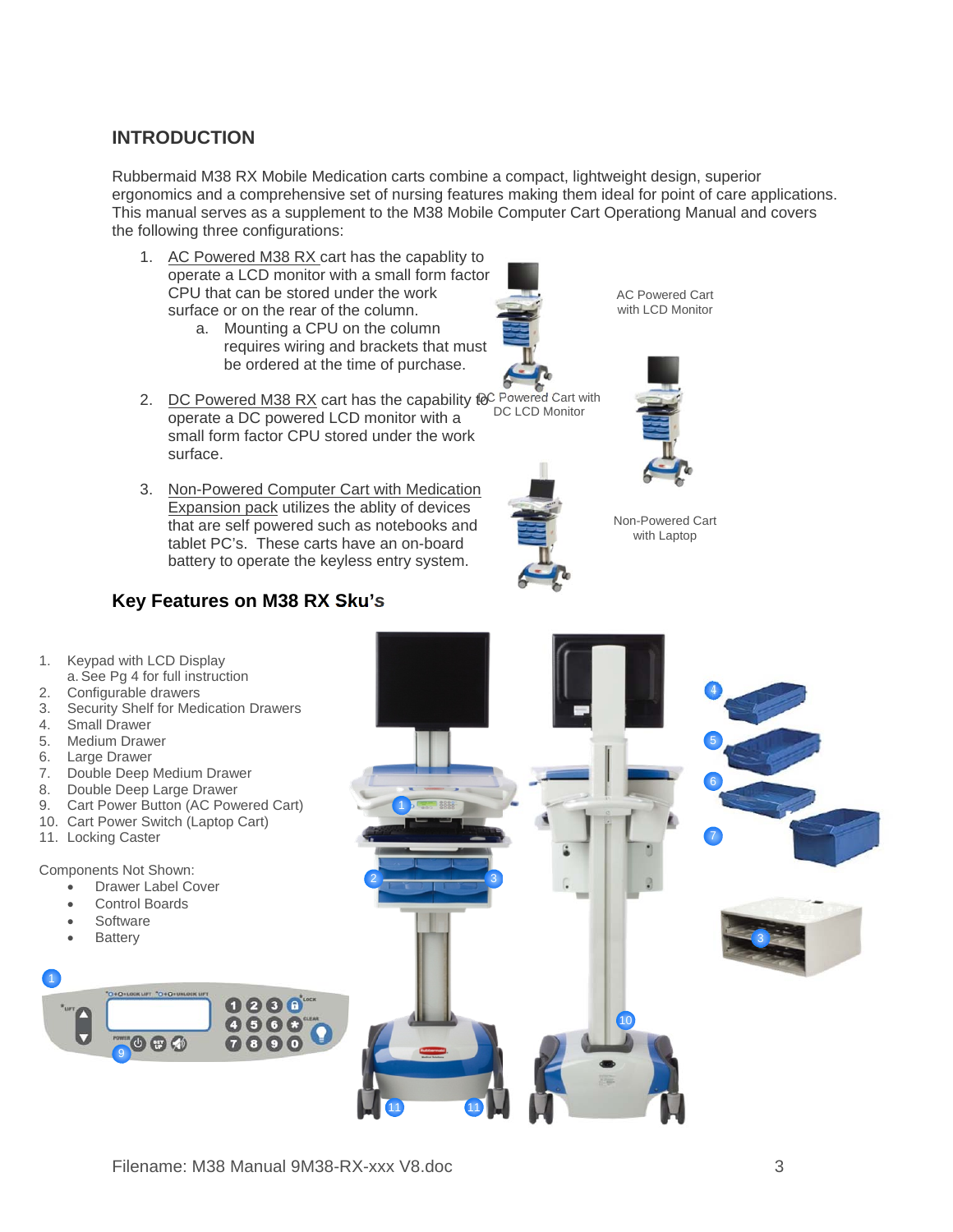## INTRODUCTION

Rubbermaid M38 RX Mobile Medication carts combine a compact, lightweight design, superior ergonomics and a comprehensive set of nursing features making them ideal for point of care applications. This manual serves as a supplement to the M38 Mobile Computer Cart Operationg Manual and covers the following three configurations:

1. AC Powered M38 RX cart has the capablity to operate a LCD monitor with a small form factor CPU that can be stored under the work surface or on the rear of the column.
   a. Mounting a CPU on the column requires wiring and brackets that must be ordered at the time of purchase.
2. DC Powered M38 RX cart has the capability to operate a DC powered LCD monitor with a small form factor CPU stored under the work surface.
3. Non-Powered Computer Cart with Medication Expansion pack utilizes the ablity of devices that are self powered such as notebooks and tablet PC's. These carts have an on-board battery to operate the keyless entry system.

AC Powered Cart with LCD Monitor

DC Powered Cart with DC LCD Monitor

Non-Powered Cart with Laptop

### Key Features on M38 RX Sku's

1. Keypad with LCD Display
   a. See Pg 4 for full instruction
2. Configurable drawers
3. Security Shelf for Medication Drawers
4. Small Drawer
5. Medium Drawer
6. Large Drawer
7. Double Deep Medium Drawer
8. Double Deep Large Drawer
9. Cart Power Button (AC Powered Cart)
10. Cart Power Switch (Laptop Cart)
11. Locking Caster

Components Not Shown:

- Drawer Label Cover
- Control Boards
- Software
- Battery

Filename: M38 Manual 9M38-RX-xxx V8.doc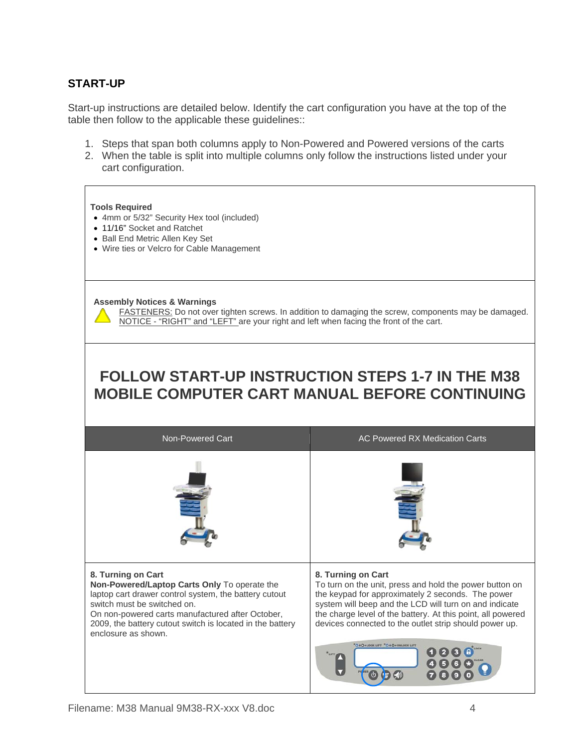## START-UP

Start-up instructions are detailed below. Identify the cart configuration you have at the top of the table then follow to the applicable these guidelines::

1. Steps that span both columns apply to Non-Powered and Powered versions of the carts
2. When the table is split into multiple columns only follow the instructions listed under your cart configuration.

**Tools Required**

- 4mm or 5/32" Security Hex tool (included)
- 11/16" Socket and Ratchet
- Ball End Metric Allen Key Set
- Wire ties or Velcro for Cable Management

**Assembly Notices & Warnings**

FASTENERS: Do not over tighten screws. In addition to damaging the screw, components may be damaged.
NOTICE - "RIGHT" and "LEFT" are your right and left when facing the front of the cart.

## FOLLOW START-UP INSTRUCTION STEPS 1-7 IN THE M38 MOBILE COMPUTER CART MANUAL BEFORE CONTINUING

| Non-Powered Cart | AC Powered RX Medication Carts |
|---|---|
| **8. Turning on Cart**<br>**Non-Powered/Laptop Carts Only** To operate the laptop cart drawer control system, the battery cutout switch must be switched on.<br>On non-powered carts manufactured after October, 2009, the battery cutout switch is located in the battery enclosure as shown. | **8. Turning on Cart**<br>To turn on the unit, press and hold the power button on the keypad for approximately 2 seconds. The power system will beep and the LCD will turn on and indicate the charge level of the battery. At this point, all powered devices connected to the outlet strip should power up. |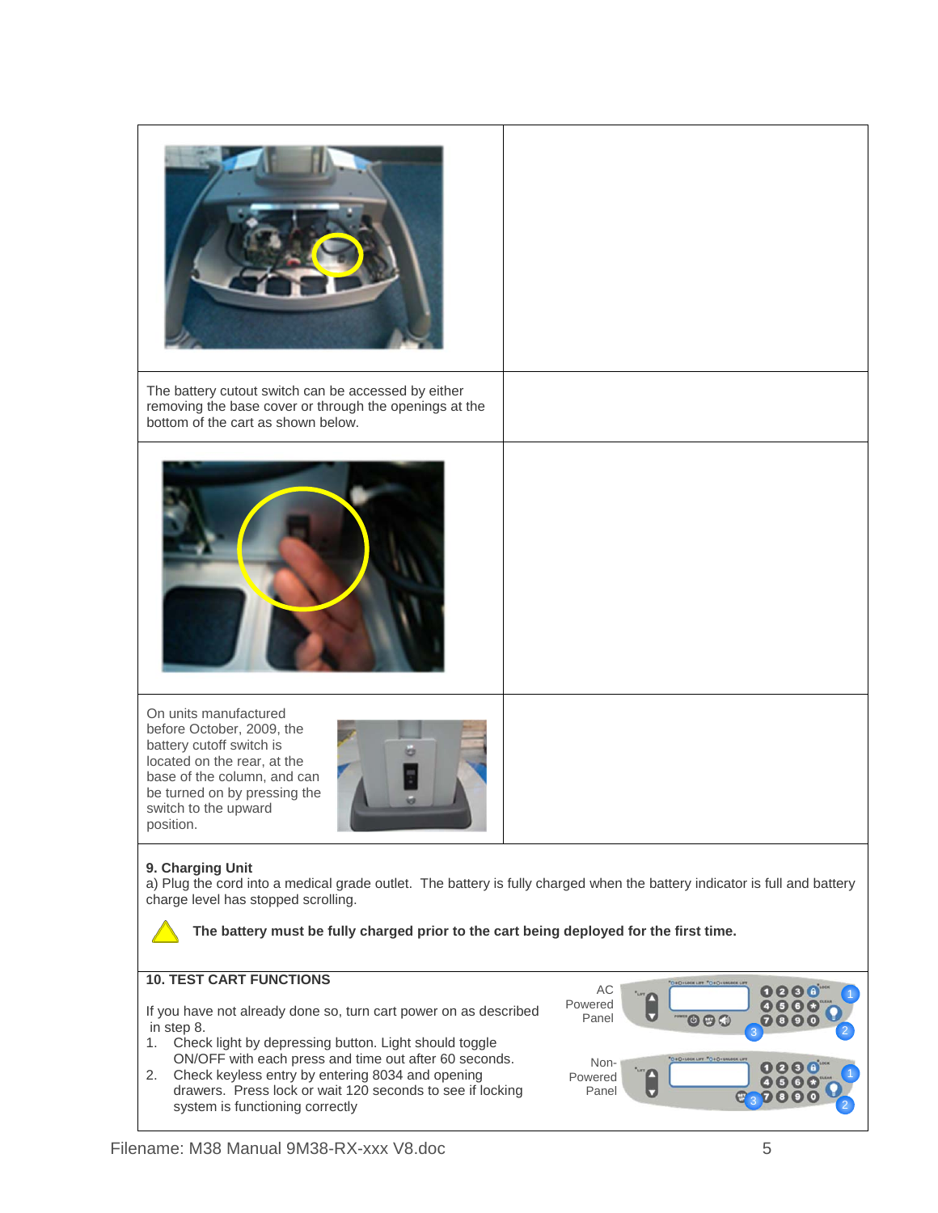The battery cutout switch can be accessed by either removing the base cover or through the openings at the bottom of the cart as shown below.

On units manufactured before October, 2009, the battery cutoff switch is located on the rear, at the base of the column, and can be turned on by pressing the switch to the upward position.

**9. Charging Unit**

a) Plug the cord into a medical grade outlet. The battery is fully charged when the battery indicator is full and battery charge level has stopped scrolling.

**The battery must be fully charged prior to the cart being deployed for the first time.**

**10. TEST CART FUNCTIONS**

If you have not already done so, turn cart power on as described in step 8.

1. Check light by depressing button. Light should toggle ON/OFF with each press and time out after 60 seconds.
2. Check keyless entry by entering 8034 and opening drawers. Press lock or wait 120 seconds to see if locking system is functioning correctly

AC Powered Panel

Non-Powered Panel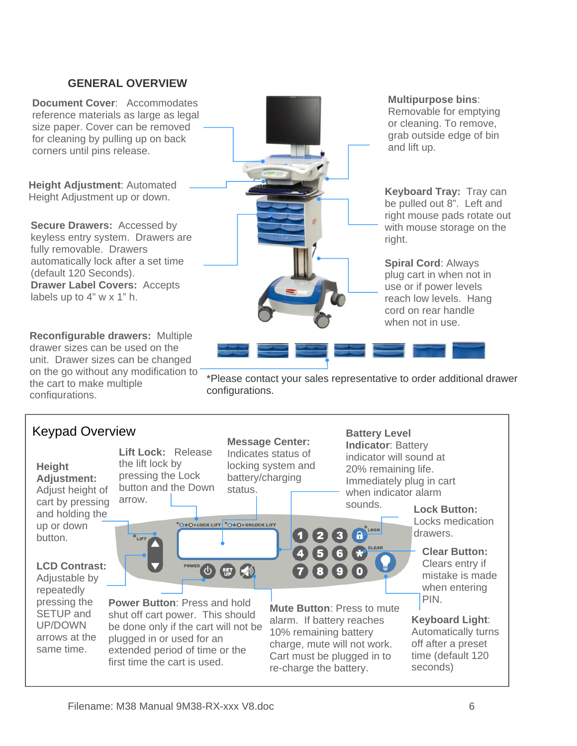## GENERAL OVERVIEW

**Document Cover**: Accommodates reference materials as large as legal size paper. Cover can be removed for cleaning by pulling up on back corners until pins release.

**Height Adjustment**: Automated Height Adjustment up or down.

**Secure Drawers:** Accessed by keyless entry system. Drawers are fully removable. Drawers automatically lock after a set time (default 120 Seconds).

**Drawer Label Covers:** Accepts labels up to 4” w x 1” h.

**Reconfigurable drawers:** Multiple drawer sizes can be used on the unit. Drawer sizes can be changed on the go without any modification to the cart to make multiple configurations.

**Multipurpose bins**: Removable for emptying or cleaning. To remove, grab outside edge of bin and lift up.

**Keyboard Tray:** Tray can be pulled out 8”. Left and right mouse pads rotate out with mouse storage on the right.

**Spiral Cord**: Always plug cart in when not in use or if power levels reach low levels. Hang cord on rear handle when not in use.

*Please contact your sales representative to order additional drawer configurations.

## Keypad Overview

**Height Adjustment:** Adjust height of cart by pressing and holding the up or down button.

**Lift Lock:** Release the lift lock by pressing the Lock button and the Down arrow.

**Message Center:** Indicates status of locking system and battery/charging status.

**Battery Level Indicator**: Battery indicator will sound at 20% remaining life. Immediately plug in cart when indicator alarm sounds.

**Lock Button:** Locks medication drawers.

**Clear Button:** Clears entry if mistake is made when entering PIN.

**LCD Contrast:** Adjustable by repeatedly pressing the SETUP and UP/DOWN arrows at the same time.

**Power Button**: Press and hold shut off cart power. This should be done only if the cart will not be plugged in or used for an extended period of time or the first time the cart is used.

**Mute Button**: Press to mute alarm. If battery reaches 10% remaining battery charge, mute will not work. Cart must be plugged in to re-charge the battery.

**Keyboard Light**: Automatically turns off after a preset time (default 120 seconds)

Filename: M38 Manual 9M38-RX-xxx V8.doc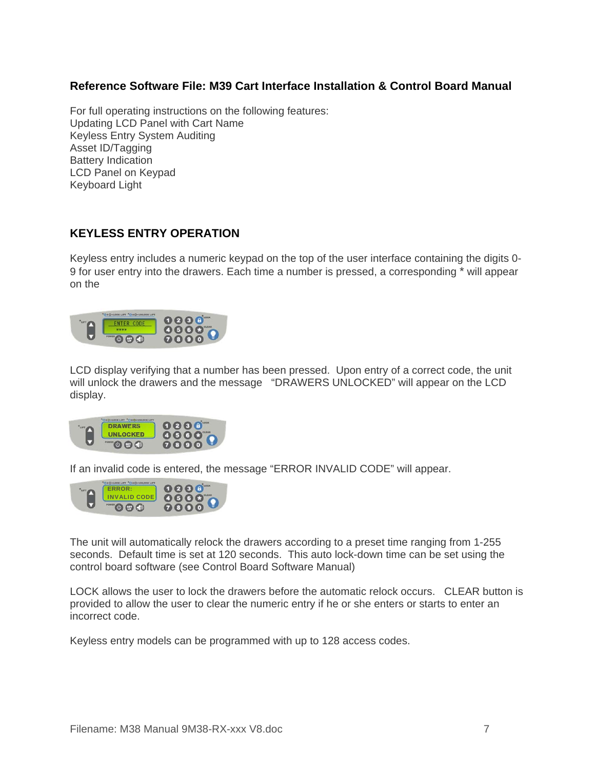**Reference Software File: M39 Cart Interface Installation & Control Board Manual**

For full operating instructions on the following features:
Updating LCD Panel with Cart Name
Keyless Entry System Auditing
Asset ID/Tagging
Battery Indication
LCD Panel on Keypad
Keyboard Light

## KEYLESS ENTRY OPERATION

Keyless entry includes a numeric keypad on the top of the user interface containing the digits 0-9 for user entry into the drawers. Each time a number is pressed, a corresponding * will appear on the

LCD display verifying that a number has been pressed. Upon entry of a correct code, the unit will unlock the drawers and the message "DRAWERS UNLOCKED" will appear on the LCD display.

If an invalid code is entered, the message "ERROR INVALID CODE" will appear.

The unit will automatically relock the drawers according to a preset time ranging from 1-255 seconds. Default time is set at 120 seconds. This auto lock-down time can be set using the control board software (see Control Board Software Manual)

LOCK allows the user to lock the drawers before the automatic relock occurs. CLEAR button is provided to allow the user to clear the numeric entry if he or she enters or starts to enter an incorrect code.

Keyless entry models can be programmed with up to 128 access codes.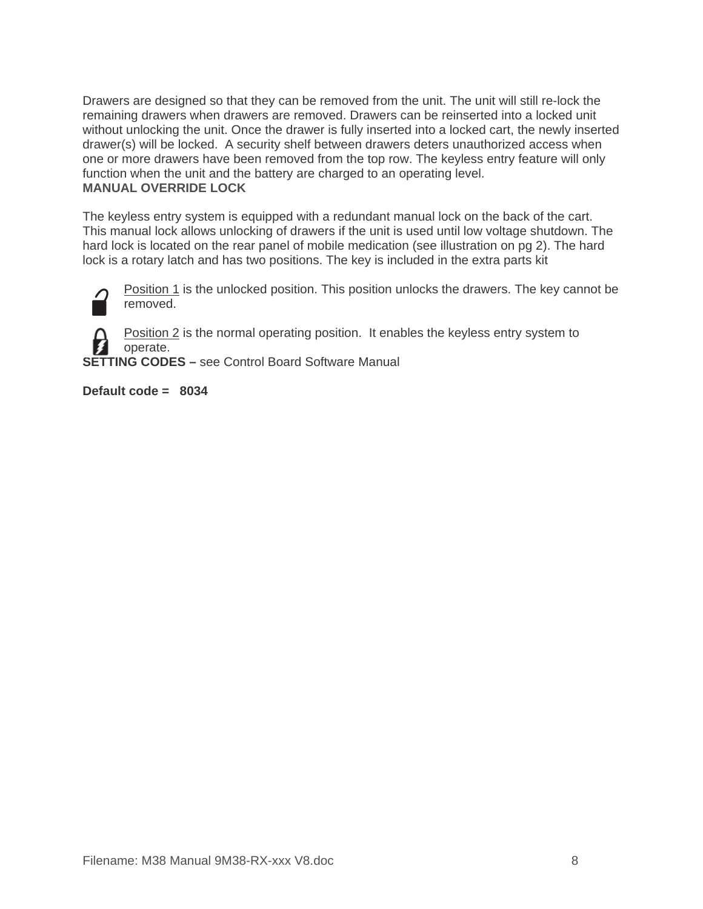Drawers are designed so that they can be removed from the unit. The unit will still re-lock the remaining drawers when drawers are removed. Drawers can be reinserted into a locked unit without unlocking the unit. Once the drawer is fully inserted into a locked cart, the newly inserted drawer(s) will be locked. A security shelf between drawers deters unauthorized access when one or more drawers have been removed from the top row. The keyless entry feature will only function when the unit and the battery are charged to an operating level.

**MANUAL OVERRIDE LOCK**

The keyless entry system is equipped with a redundant manual lock on the back of the cart. This manual lock allows unlocking of drawers if the unit is used until low voltage shutdown. The hard lock is located on the rear panel of mobile medication (see illustration on pg 2). The hard lock is a rotary latch and has two positions. The key is included in the extra parts kit

<u>Position 1</u> is the unlocked position. This position unlocks the drawers. The key cannot be removed.

<u>Position 2</u> is the normal operating position. It enables the keyless entry system to operate.

**SETTING CODES –** see Control Board Software Manual

**Default code = 8034**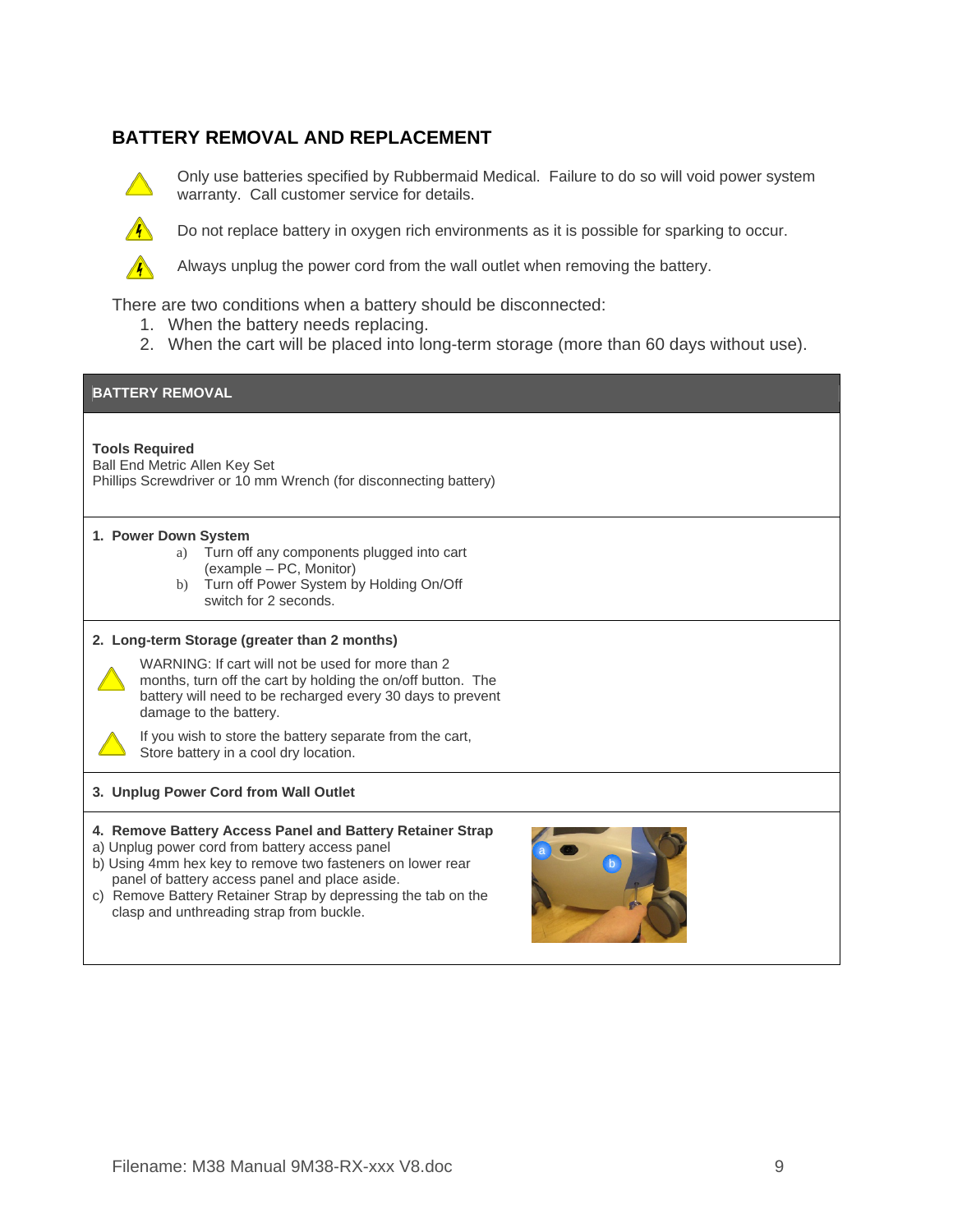## BATTERY REMOVAL AND REPLACEMENT

Only use batteries specified by Rubbermaid Medical. Failure to do so will void power system warranty. Call customer service for details.

Do not replace battery in oxygen rich environments as it is possible for sparking to occur.

Always unplug the power cord from the wall outlet when removing the battery.

There are two conditions when a battery should be disconnected:

1. When the battery needs replacing.
2. When the cart will be placed into long-term storage (more than 60 days without use).

### BATTERY REMOVAL

**Tools Required**
Ball End Metric Allen Key Set
Phillips Screwdriver or 10 mm Wrench (for disconnecting battery)

**1. Power Down System**

a) Turn off any components plugged into cart (example – PC, Monitor)
b) Turn off Power System by Holding On/Off switch for 2 seconds.

**2. Long-term Storage (greater than 2 months)**

WARNING: If cart will not be used for more than 2 months, turn off the cart by holding the on/off button. The battery will need to be recharged every 30 days to prevent damage to the battery.

If you wish to store the battery separate from the cart, Store battery in a cool dry location.

**3. Unplug Power Cord from Wall Outlet**

**4. Remove Battery Access Panel and Battery Retainer Strap**

a) Unplug power cord from battery access panel
b) Using 4mm hex key to remove two fasteners on lower rear panel of battery access panel and place aside.
c) Remove Battery Retainer Strap by depressing the tab on the clasp and unthreading strap from buckle.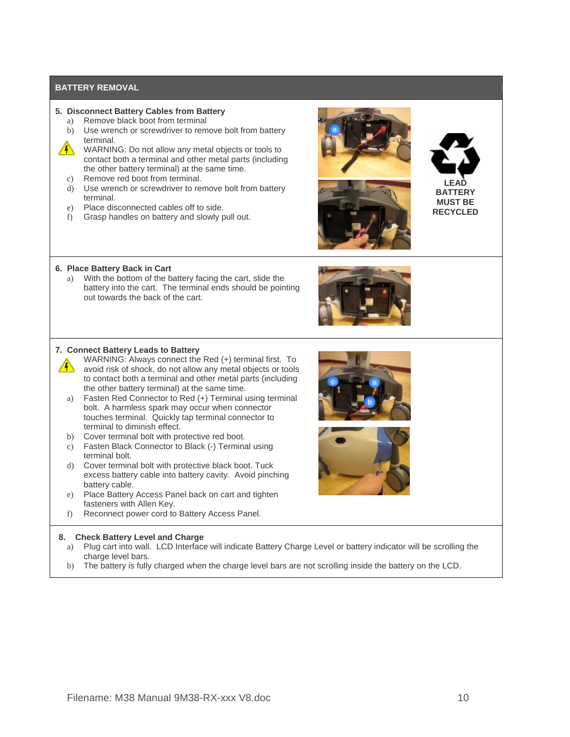## BATTERY REMOVAL

**5. Disconnect Battery Cables from Battery**

a) Remove black boot from terminal
b) Use wrench or screwdriver to remove bolt from battery terminal.

WARNING: Do not allow any metal objects or tools to contact both a terminal and other metal parts (including the other battery terminal) at the same time.

c) Remove red boot from terminal.
d) Use wrench or screwdriver to remove bolt from battery terminal.
e) Place disconnected cables off to side.
f) Grasp handles on battery and slowly pull out.

**LEAD BATTERY MUST BE RECYCLED**

**6. Place Battery Back in Cart**

a) With the bottom of the battery facing the cart, slide the battery into the cart. The terminal ends should be pointing out towards the back of the cart.

**7. Connect Battery Leads to Battery**

WARNING: Always connect the Red (+) terminal first. To avoid risk of shock, do not allow any metal objects or tools to contact both a terminal and other metal parts (including the other battery terminal) at the same time.

a) Fasten Red Connector to Red (+) Terminal using terminal bolt. A harmless spark may occur when connector touches terminal. Quickly tap terminal connector to terminal to diminish effect.
b) Cover terminal bolt with protective red boot.
c) Fasten Black Connector to Black (-) Terminal using terminal bolt.
d) Cover terminal bolt with protective black boot. Tuck excess battery cable into battery cavity. Avoid pinching battery cable.
e) Place Battery Access Panel back on cart and tighten fasteners with Allen Key.
f) Reconnect power cord to Battery Access Panel.

**8. Check Battery Level and Charge**

a) Plug cart into wall. LCD Interface will indicate Battery Charge Level or battery indicator will be scrolling the charge level bars.
b) The battery is fully charged when the charge level bars are not scrolling inside the battery on the LCD.

Filename: M38 Manual 9M38-RX-xxx V8.doc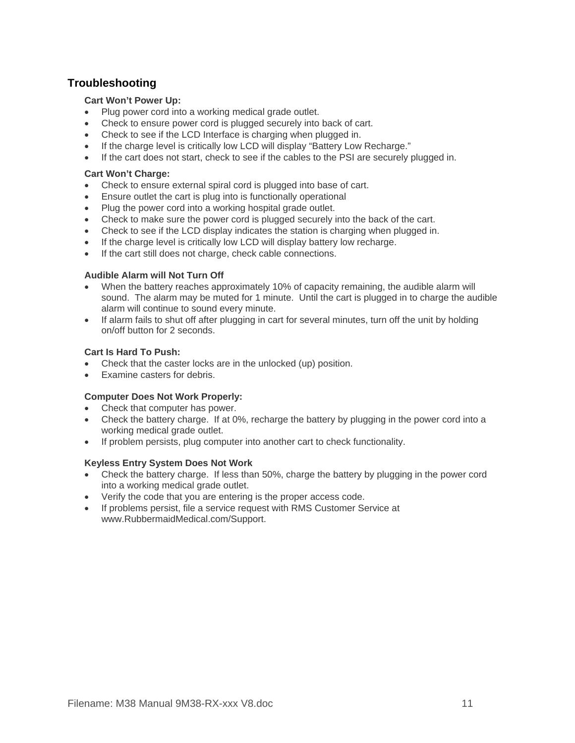## Troubleshooting

**Cart Won't Power Up:**

- Plug power cord into a working medical grade outlet.
- Check to ensure power cord is plugged securely into back of cart.
- Check to see if the LCD Interface is charging when plugged in.
- If the charge level is critically low LCD will display "Battery Low Recharge."
- If the cart does not start, check to see if the cables to the PSI are securely plugged in.

**Cart Won't Charge:**

- Check to ensure external spiral cord is plugged into base of cart.
- Ensure outlet the cart is plug into is functionally operational
- Plug the power cord into a working hospital grade outlet.
- Check to make sure the power cord is plugged securely into the back of the cart.
- Check to see if the LCD display indicates the station is charging when plugged in.
- If the charge level is critically low LCD will display battery low recharge.
- If the cart still does not charge, check cable connections.

**Audible Alarm will Not Turn Off**

- When the battery reaches approximately 10% of capacity remaining, the audible alarm will sound. The alarm may be muted for 1 minute. Until the cart is plugged in to charge the audible alarm will continue to sound every minute.
- If alarm fails to shut off after plugging in cart for several minutes, turn off the unit by holding on/off button for 2 seconds.

**Cart Is Hard To Push:**

- Check that the caster locks are in the unlocked (up) position.
- Examine casters for debris.

**Computer Does Not Work Properly:**

- Check that computer has power.
- Check the battery charge. If at 0%, recharge the battery by plugging in the power cord into a working medical grade outlet.
- If problem persists, plug computer into another cart to check functionality.

**Keyless Entry System Does Not Work**

- Check the battery charge. If less than 50%, charge the battery by plugging in the power cord into a working medical grade outlet.
- Verify the code that you are entering is the proper access code.
- If problems persist, file a service request with RMS Customer Service at www.RubbermaidMedical.com/Support.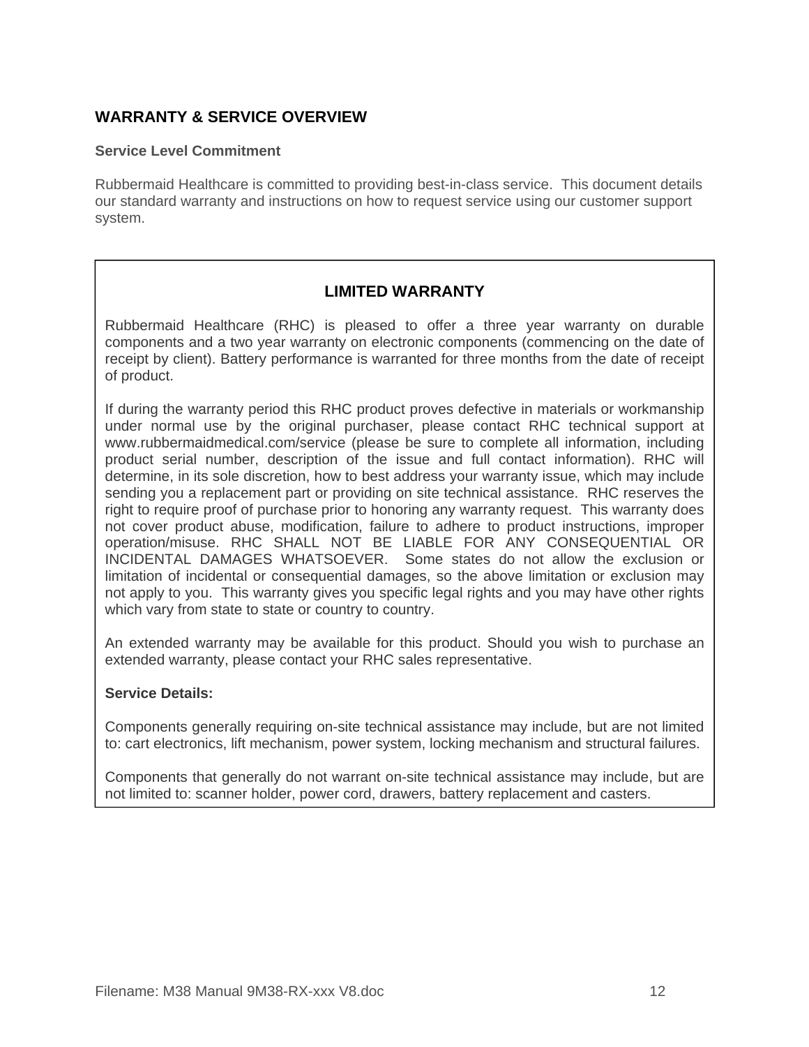## WARRANTY & SERVICE OVERVIEW

### Service Level Commitment

Rubbermaid Healthcare is committed to providing best-in-class service. This document details our standard warranty and instructions on how to request service using our customer support system.

### LIMITED WARRANTY

Rubbermaid Healthcare (RHC) is pleased to offer a three year warranty on durable components and a two year warranty on electronic components (commencing on the date of receipt by client). Battery performance is warranted for three months from the date of receipt of product.

If during the warranty period this RHC product proves defective in materials or workmanship under normal use by the original purchaser, please contact RHC technical support at www.rubbermaidmedical.com/service (please be sure to complete all information, including product serial number, description of the issue and full contact information). RHC will determine, in its sole discretion, how to best address your warranty issue, which may include sending you a replacement part or providing on site technical assistance. RHC reserves the right to require proof of purchase prior to honoring any warranty request. This warranty does not cover product abuse, modification, failure to adhere to product instructions, improper operation/misuse. RHC SHALL NOT BE LIABLE FOR ANY CONSEQUENTIAL OR INCIDENTAL DAMAGES WHATSOEVER. Some states do not allow the exclusion or limitation of incidental or consequential damages, so the above limitation or exclusion may not apply to you. This warranty gives you specific legal rights and you may have other rights which vary from state to state or country to country.

An extended warranty may be available for this product. Should you wish to purchase an extended warranty, please contact your RHC sales representative.

**Service Details:**

Components generally requiring on-site technical assistance may include, but are not limited to: cart electronics, lift mechanism, power system, locking mechanism and structural failures.

Components that generally do not warrant on-site technical assistance may include, but are not limited to: scanner holder, power cord, drawers, battery replacement and casters.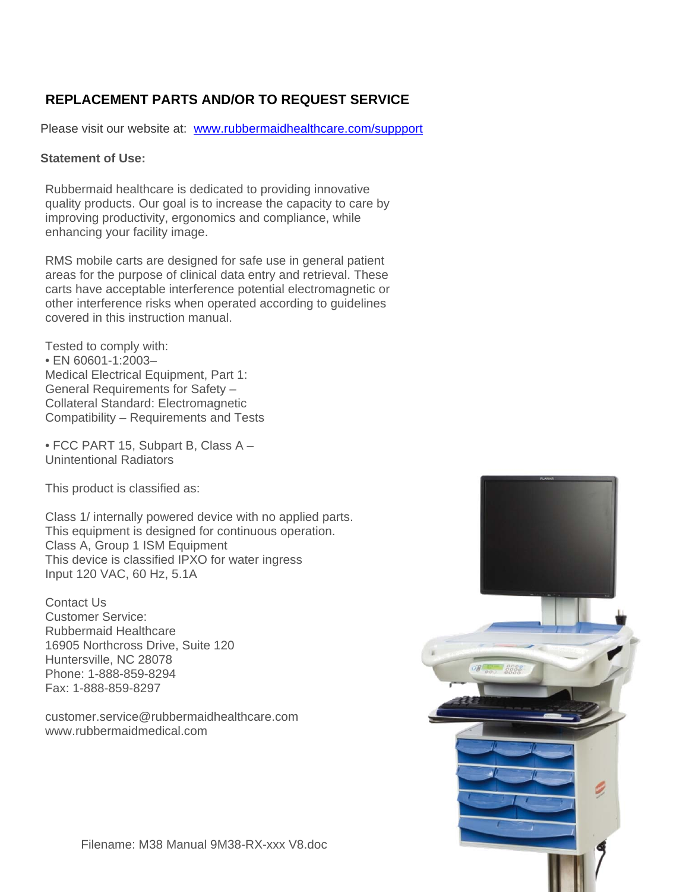## REPLACEMENT PARTS AND/OR TO REQUEST SERVICE

Please visit our website at: [www.rubbermaidhealthcare.com/suppport](http://www.rubbermaidhealthcare.com/suppport)

**Statement of Use:**

Rubbermaid healthcare is dedicated to providing innovative quality products. Our goal is to increase the capacity to care by improving productivity, ergonomics and compliance, while enhancing your facility image.

RMS mobile carts are designed for safe use in general patient areas for the purpose of clinical data entry and retrieval. These carts have acceptable interference potential electromagnetic or other interference risks when operated according to guidelines covered in this instruction manual.

Tested to comply with:
• EN 60601-1:2003–
Medical Electrical Equipment, Part 1:
General Requirements for Safety –
Collateral Standard: Electromagnetic
Compatibility – Requirements and Tests

• FCC PART 15, Subpart B, Class A –
Unintentional Radiators

This product is classified as:

Class 1/ internally powered device with no applied parts.
This equipment is designed for continuous operation.
Class A, Group 1 ISM Equipment
This device is classified IPXO for water ingress
Input 120 VAC, 60 Hz, 5.1A

Contact Us
Customer Service:
Rubbermaid Healthcare
16905 Northcross Drive, Suite 120
Huntersville, NC 28078
Phone: 1-888-859-8294
Fax: 1-888-859-8297

customer.service@rubbermaidhealthcare.com
www.rubbermaidmedical.com

Filename: M38 Manual 9M38-RX-xxx V8.doc